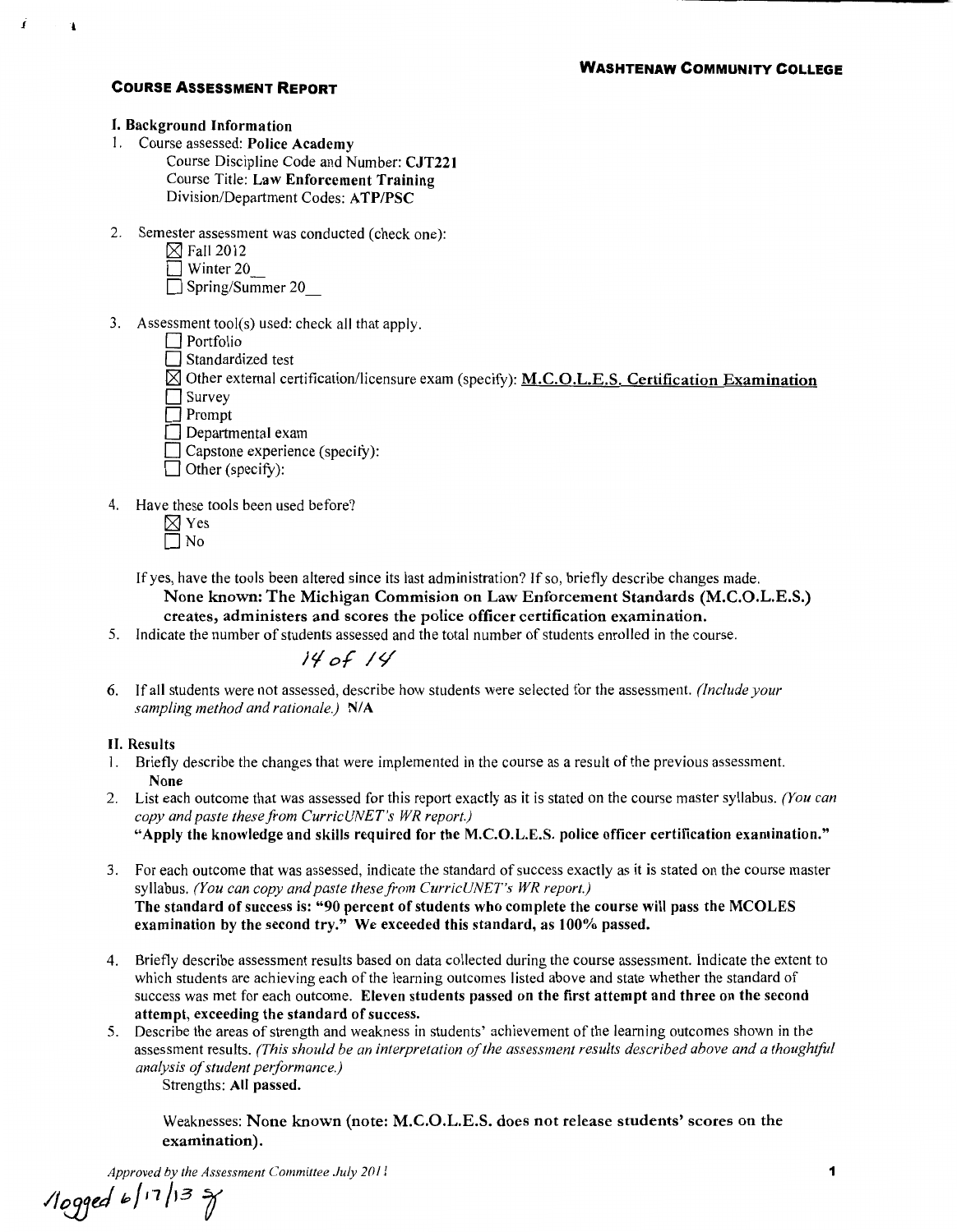**WASHTENAW COMMUNITY COLLEGE**

## COURSE ASSESSMENT REPORT

### I. Background Information

1. Course assessed: **Police Academy**
   - Course Discipline Code and Number: **CJT221**
   - Course Title: **Law Enforcement Training**
   - Division/Department Codes: **ATP/PSC**

2. Semester assessment was conducted (check one):
   - ☒ Fall 2012
   - ☐ Winter 20__
   - ☐ Spring/Summer 20__

3. Assessment tool(s) used: check all that apply.
   - ☐ Portfolio
   - ☐ Standardized test
   - ☒ Other external certification/licensure exam (specify): **M.C.O.L.E.S. Certification Examination**
   - ☐ Survey
   - ☐ Prompt
   - ☐ Departmental exam
   - ☐ Capstone experience (specify):
   - ☐ Other (specify):

4. Have these tools been used before?
   - ☒ Yes
   - ☐ No

   If yes, have the tools been altered since its last administration? If so, briefly describe changes made.
   **None known: The Michigan Commision on Law Enforcement Standards (M.C.O.L.E.S.) creates, administers and scores the police officer certification examination.**

5. Indicate the number of students assessed and the total number of students enrolled in the course.
   14 of 14

6. If all students were not assessed, describe how students were selected for the assessment. *(Include your sampling method and rationale.)* **N/A**

### II. Results

1. Briefly describe the changes that were implemented in the course as a result of the previous assessment.
   **None**

2. List each outcome that was assessed for this report exactly as it is stated on the course master syllabus. *(You can copy and paste these from CurricUNET's WR report.)*
   **"Apply the knowledge and skills required for the M.C.O.L.E.S. police officer certification examination."**

3. For each outcome that was assessed, indicate the standard of success exactly as it is stated on the course master syllabus. *(You can copy and paste these from CurricUNET's WR report.)*
   **The standard of success is: "90 percent of students who complete the course will pass the MCOLES examination by the second try." We exceeded this standard, as 100% passed.**

4. Briefly describe assessment results based on data collected during the course assessment. Indicate the extent to which students are achieving each of the learning outcomes listed above and state whether the standard of success was met for each outcome. **Eleven students passed on the first attempt and three on the second attempt, exceeding the standard of success.**

5. Describe the areas of strength and weakness in students' achievement of the learning outcomes shown in the assessment results. *(This should be an interpretation of the assessment results described above and a thoughtful analysis of student performance.)*

   Strengths: **All passed.**

   Weaknesses: **None known (note: M.C.O.L.E.S. does not release students' scores on the examination).**

*Approved by the Assessment Committee July 2011*

logged 6/17/13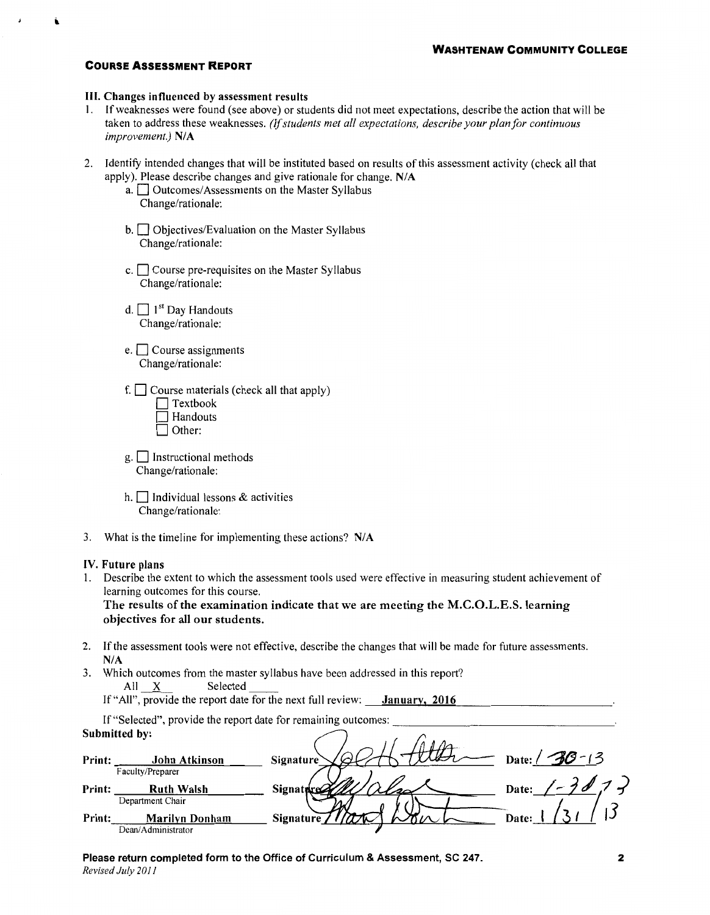**COURSE ASSESSMENT REPORT**

### III. Changes influenced by assessment results

1. If weaknesses were found (see above) or students did not meet expectations, describe the action that will be taken to address these weaknesses. *(If students met all expectations, describe your plan for continuous improvement.)* **N/A**

2. Identify intended changes that will be instituted based on results of this assessment activity (check all that apply). Please describe changes and give rationale for change. **N/A**
   - a. ☐ Outcomes/Assessments on the Master Syllabus
     Change/rationale:
   - b. ☐ Objectives/Evaluation on the Master Syllabus
     Change/rationale:
   - c. ☐ Course pre-requisites on the Master Syllabus
     Change/rationale:
   - d. ☐ 1st Day Handouts
     Change/rationale:
   - e. ☐ Course assignments
     Change/rationale:
   - f. ☐ Course materials (check all that apply)
     - ☐ Textbook
     - ☐ Handouts
     - ☐ Other:
   - g. ☐ Instructional methods
     Change/rationale:
   - h. ☐ Individual lessons & activities
     Change/rationale:

3. What is the timeline for implementing these actions? **N/A**

### IV. Future plans

1. Describe the extent to which the assessment tools used were effective in measuring student achievement of learning outcomes for this course.
   **The results of the examination indicate that we are meeting the M.C.O.L.E.S. learning objectives for all our students.**

2. If the assessment tools were not effective, describe the changes that will be made for future assessments.
   **N/A**

3. Which outcomes from the master syllabus have been addressed in this report?
   All __X__ Selected ____
   If "All", provide the report date for the next full review: **January, 2016**
   If "Selected", provide the report date for remaining outcomes: ____________

**Submitted by:**

| | Print | Signature | Date |
|---|---|---|---|
| Faculty/Preparer | John Atkinson | [signature] | 1-30-13 |
| Department Chair | Ruth Walsh | [signature] | 1-30-13 |
| Dean/Administrator | Marilyn Donham | [signature] | 1/31/13 |

**Please return completed form to the Office of Curriculum & Assessment, SC 247.**
*Revised July 2011*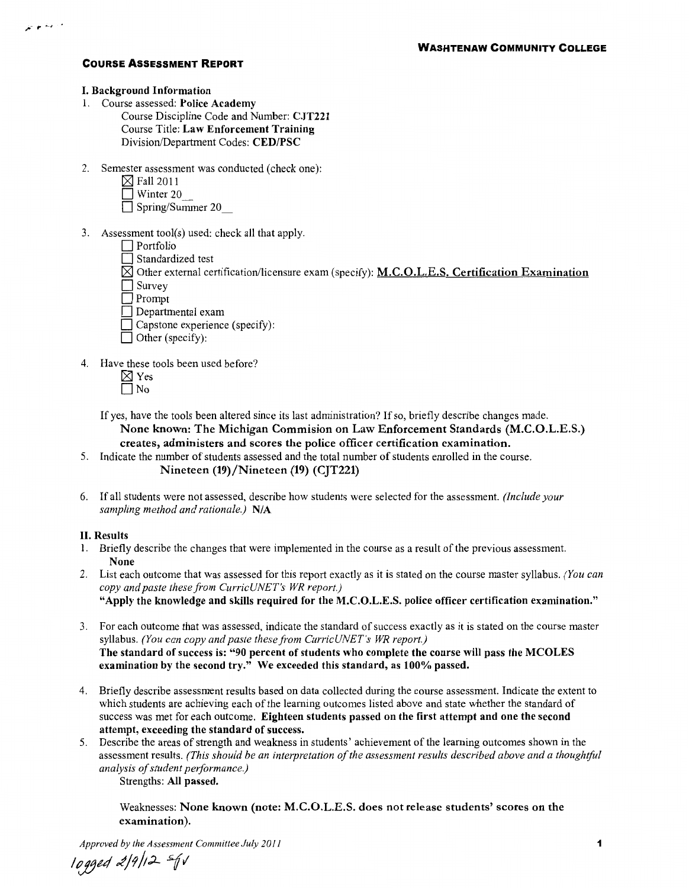**WASHTENAW COMMUNITY COLLEGE**

## COURSE ASSESSMENT REPORT

### I. Background Information

1. Course assessed: **Police Academy**
   Course Discipline Code and Number: **CJT221**
   Course Title: **Law Enforcement Training**
   Division/Department Codes: **CED/PSC**

2. Semester assessment was conducted (check one):
   - ☒ Fall 2011
   - ☐ Winter 20__
   - ☐ Spring/Summer 20__

3. Assessment tool(s) used: check all that apply.
   - ☐ Portfolio
   - ☐ Standardized test
   - ☒ Other external certification/licensure exam (specify): **M.C.O.L.E.S. Certification Examination**
   - ☐ Survey
   - ☐ Prompt
   - ☐ Departmental exam
   - ☐ Capstone experience (specify):
   - ☐ Other (specify):

4. Have these tools been used before?
   - ☒ Yes
   - ☐ No

   If yes, have the tools been altered since its last administration? If so, briefly describe changes made.
   **None known: The Michigan Commision on Law Enforcement Standards (M.C.O.L.E.S.) creates, administers and scores the police officer certification examination.**

5. Indicate the number of students assessed and the total number of students enrolled in the course.
   **Nineteen (19)/Nineteen (19) (CJT221)**

6. If all students were not assessed, describe how students were selected for the assessment. *(Include your sampling method and rationale.)* **N/A**

### II. Results

1. Briefly describe the changes that were implemented in the course as a result of the previous assessment.
   **None**

2. List each outcome that was assessed for this report exactly as it is stated on the course master syllabus. *(You can copy and paste these from CurricUNET's WR report.)*
   **"Apply the knowledge and skills required for the M.C.O.L.E.S. police officer certification examination."**

3. For each outcome that was assessed, indicate the standard of success exactly as it is stated on the course master syllabus. *(You can copy and paste these from CurricUNET's WR report.)*
   **The standard of success is: "90 percent of students who complete the course will pass the MCOLES examination by the second try." We exceeded this standard, as 100% passed.**

4. Briefly describe assessment results based on data collected during the course assessment. Indicate the extent to which students are achieving each of the learning outcomes listed above and state whether the standard of success was met for each outcome. **Eighteen students passed on the first attempt and one the second attempt, exceeding the standard of success.**

5. Describe the areas of strength and weakness in students' achievement of the learning outcomes shown in the assessment results. *(This should be an interpretation of the assessment results described above and a thoughtful analysis of student performance.)*

   Strengths: **All passed.**

   Weaknesses: **None known (note: M.C.O.L.E.S. does not release students' scores on the examination).**

*Approved by the Assessment Committee July 2011*

logged 2/9/12 sfv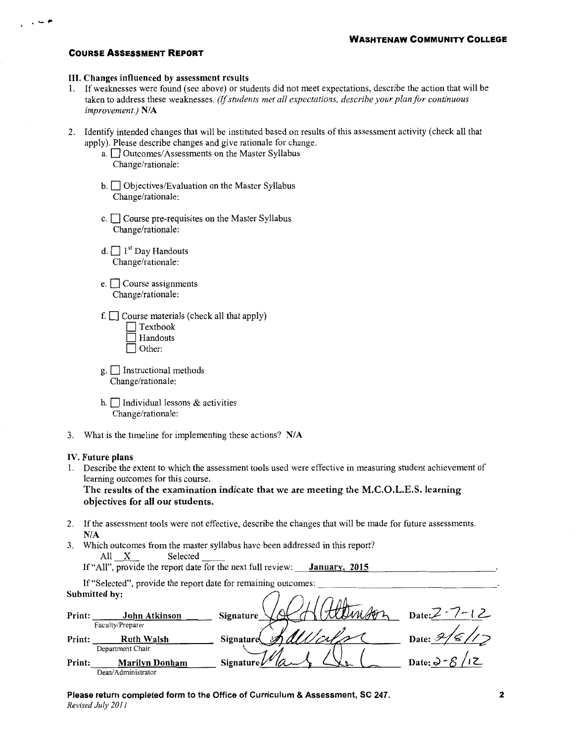**WASHTENAW COMMUNITY COLLEGE**

**COURSE ASSESSMENT REPORT**

### III. Changes influenced by assessment results

1. If weaknesses were found (see above) or students did not meet expectations, describe the action that will be taken to address these weaknesses. *(If students met all expectations, describe your plan for continuous improvement.)* **N/A**

2. Identify intended changes that will be instituted based on results of this assessment activity (check all that apply). Please describe changes and give rationale for change.
   - a. ☐ Outcomes/Assessments on the Master Syllabus
     Change/rationale:
   - b. ☐ Objectives/Evaluation on the Master Syllabus
     Change/rationale:
   - c. ☐ Course pre-requisites on the Master Syllabus
     Change/rationale:
   - d. ☐ 1st Day Handouts
     Change/rationale:
   - e. ☐ Course assignments
     Change/rationale:
   - f. ☐ Course materials (check all that apply)
     - ☐ Textbook
     - ☐ Handouts
     - ☐ Other:
   - g. ☐ Instructional methods
     Change/rationale:
   - h. ☐ Individual lessons & activities
     Change/rationale:

3. What is the timeline for implementing these actions? **N/A**

### IV. Future plans

1. Describe the extent to which the assessment tools used were effective in measuring student achievement of learning outcomes for this course.
   **The results of the examination indicate that we are meeting the M.C.O.L.E.S. learning objectives for all our students.**

2. If the assessment tools were not effective, describe the changes that will be made for future assessments.
   **N/A**

3. Which outcomes from the master syllabus have been addressed in this report?
   All __X__ Selected ____
   If "All", provide the report date for the next full review: **January, 2015**
   If "Selected", provide the report date for remaining outcomes: ____________

**Submitted by:**

| Print | Signature | Date |
|---|---|---|
| **John Atkinson** (Faculty/Preparer) | *signed* | 2-7-12 |
| **Ruth Walsh** (Department Chair) | *signed* | 2/8/12 |
| **Marilyn Donham** (Dean/Administrator) | *signed* | 2-8/12 |

**Please return completed form to the Office of Curriculum & Assessment, SC 247.**
*Revised July 2011*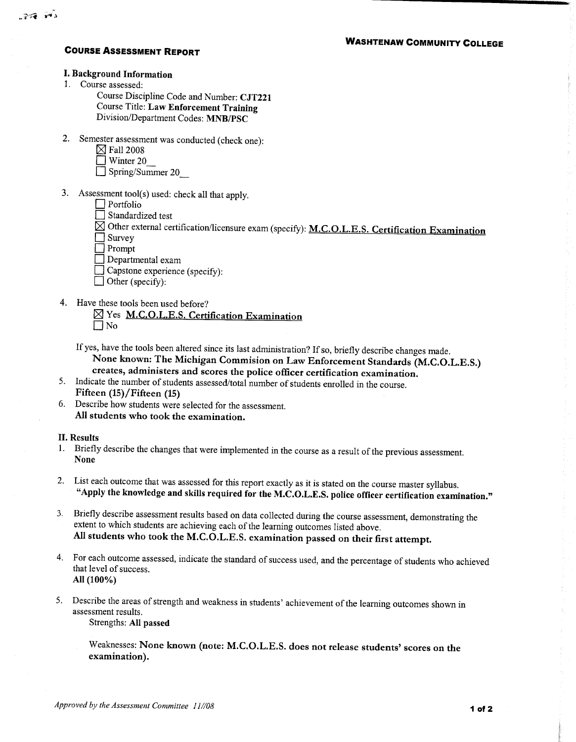**WASHTENAW COMMUNITY COLLEGE**

# COURSE ASSESSMENT REPORT

## I. Background Information

1. Course assessed:
   Course Discipline Code and Number: **CJT221**
   Course Title: **Law Enforcement Training**
   Division/Department Codes: **MNB/PSC**

2. Semester assessment was conducted (check one):
   - [x] Fall 2008
   - [ ] Winter 20__
   - [ ] Spring/Summer 20__

3. Assessment tool(s) used: check all that apply.
   - [ ] Portfolio
   - [ ] Standardized test
   - [x] Other external certification/licensure exam (specify): <u>M.C.O.L.E.S. Certification Examination</u>
   - [ ] Survey
   - [ ] Prompt
   - [ ] Departmental exam
   - [ ] Capstone experience (specify):
   - [ ] Other (specify):

4. Have these tools been used before?
   - [x] Yes <u>M.C.O.L.E.S. Certification Examination</u>
   - [ ] No

   If yes, have the tools been altered since its last administration? If so, briefly describe changes made.
   **None known: The Michigan Commision on Law Enforcement Standards (M.C.O.L.E.S.) creates, administers and scores the police officer certification examination.**

5. Indicate the number of students assessed/total number of students enrolled in the course.
   **Fifteen (15)/Fifteen (15)**

6. Describe how students were selected for the assessment.
   **All students who took the examination.**

## II. Results

1. Briefly describe the changes that were implemented in the course as a result of the previous assessment.
   **None**

2. List each outcome that was assessed for this report exactly as it is stated on the course master syllabus.
   **"Apply the knowledge and skills required for the M.C.O.L.E.S. police officer certification examination."**

3. Briefly describe assessment results based on data collected during the course assessment, demonstrating the extent to which students are achieving each of the learning outcomes listed above.
   **All students who took the M.C.O.L.E.S. examination passed on their first attempt.**

4. For each outcome assessed, indicate the standard of success used, and the percentage of students who achieved that level of success.
   **All (100%)**

5. Describe the areas of strength and weakness in students' achievement of the learning outcomes shown in assessment results.
   Strengths: **All passed**

   Weaknesses: **None known (note: M.C.O.L.E.S. does not release students' scores on the examination).**

*Approved by the Assessment Committee 11//08*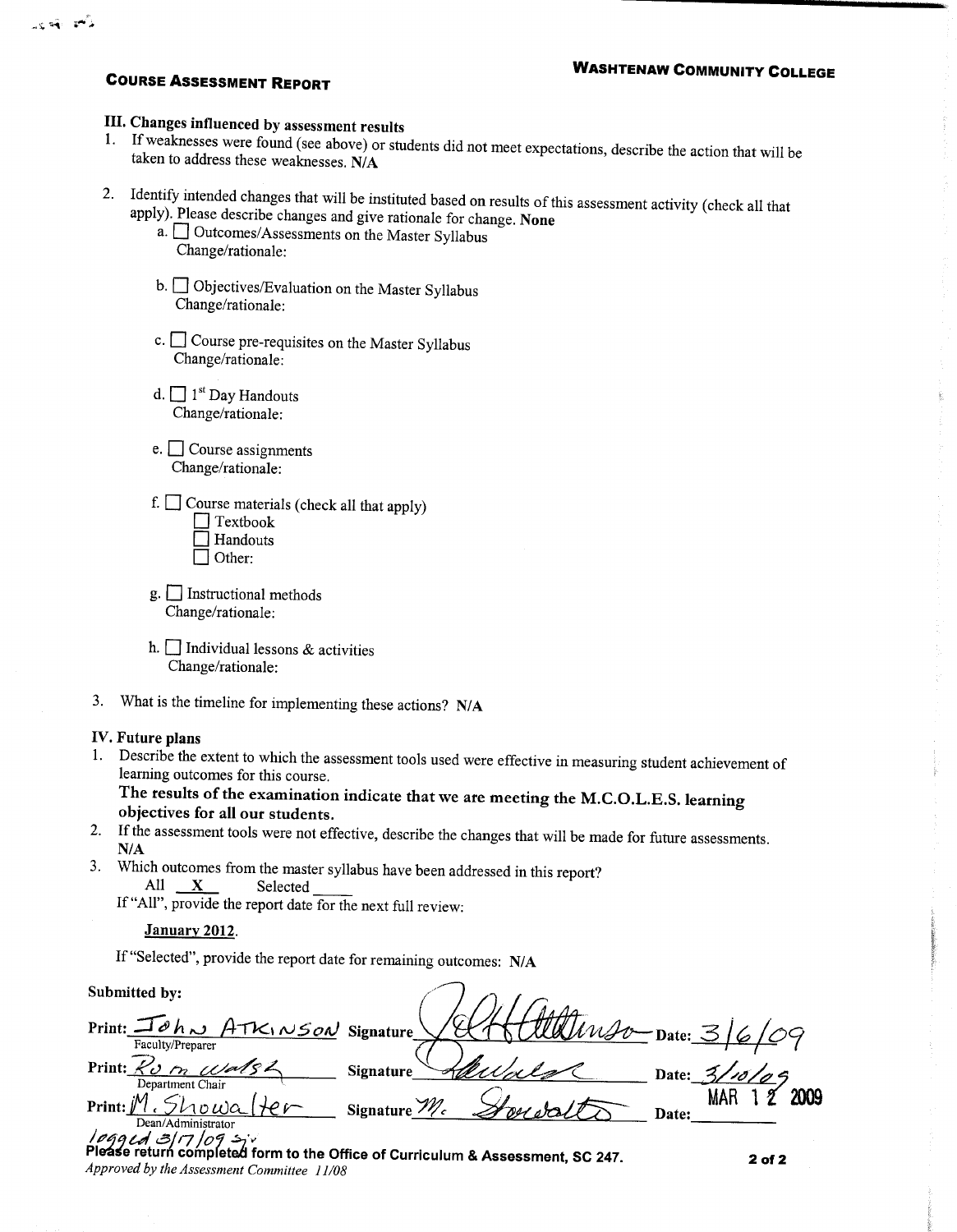**COURSE ASSESSMENT REPORT** **WASHTENAW COMMUNITY COLLEGE**

## III. Changes influenced by assessment results

1. If weaknesses were found (see above) or students did not meet expectations, describe the action that will be taken to address these weaknesses. **N/A**

2. Identify intended changes that will be instituted based on results of this assessment activity (check all that apply). Please describe changes and give rationale for change. **None**
   - a. ☐ Outcomes/Assessments on the Master Syllabus
     Change/rationale:
   - b. ☐ Objectives/Evaluation on the Master Syllabus
     Change/rationale:
   - c. ☐ Course pre-requisites on the Master Syllabus
     Change/rationale:
   - d. ☐ 1st Day Handouts
     Change/rationale:
   - e. ☐ Course assignments
     Change/rationale:
   - f. ☐ Course materials (check all that apply)
     - ☐ Textbook
     - ☐ Handouts
     - ☐ Other:
   - g. ☐ Instructional methods
     Change/rationale:
   - h. ☐ Individual lessons & activities
     Change/rationale:

3. What is the timeline for implementing these actions? **N/A**

## IV. Future plans

1. Describe the extent to which the assessment tools used were effective in measuring student achievement of learning outcomes for this course.
   **The results of the examination indicate that we are meeting the M.C.O.L.E.S. learning objectives for all our students.**
2. If the assessment tools were not effective, describe the changes that will be made for future assessments.
   **N/A**
3. Which outcomes from the master syllabus have been addressed in this report?
   All __X__ Selected ____
   If "All", provide the report date for the next full review:
   **January 2012**.
   If "Selected", provide the report date for remaining outcomes: **N/A**

**Submitted by:**

Print: John Atkinson (Faculty/Preparer) Signature: [signature] Date: 3/6/09

Print: Ron Walsh (Department Chair) Signature: [signature] Date: 3/10/09

Print: M. Showalter (Dean/Administrator) Signature: M. Showalter Date: MAR 12 2009

logged 3/17/09

**Please return completed form to the Office of Curriculum & Assessment, SC 247.**

*Approved by the Assessment Committee 11/08*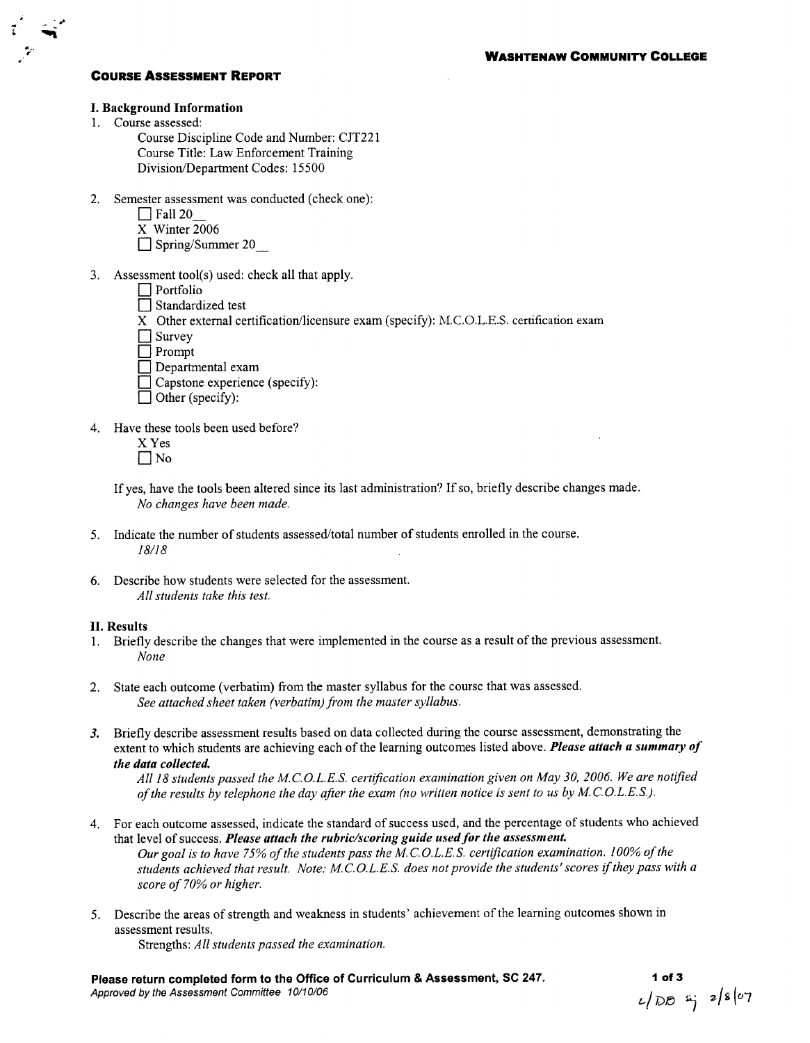**WASHTENAW COMMUNITY COLLEGE**

**COURSE ASSESSMENT REPORT**

**I. Background Information**

1. Course assessed:
   - Course Discipline Code and Number: CJT221
   - Course Title: Law Enforcement Training
   - Division/Department Codes: 15500

2. Semester assessment was conducted (check one):
   - ☐ Fall 20__
   - X Winter 2006
   - ☐ Spring/Summer 20__

3. Assessment tool(s) used: check all that apply.
   - ☐ Portfolio
   - ☐ Standardized test
   - X Other external certification/licensure exam (specify): M.C.O.L.E.S. certification exam
   - ☐ Survey
   - ☐ Prompt
   - ☐ Departmental exam
   - ☐ Capstone experience (specify):
   - ☐ Other (specify):

4. Have these tools been used before?
   - X Yes
   - ☐ No

   If yes, have the tools been altered since its last administration? If so, briefly describe changes made.
   *No changes have been made.*

5. Indicate the number of students assessed/total number of students enrolled in the course.
   *18/18*

6. Describe how students were selected for the assessment.
   *All students take this test.*

**II. Results**

1. Briefly describe the changes that were implemented in the course as a result of the previous assessment.
   *None*

2. State each outcome (verbatim) from the master syllabus for the course that was assessed.
   *See attached sheet taken (verbatim) from the master syllabus.*

3. Briefly describe assessment results based on data collected during the course assessment, demonstrating the extent to which students are achieving each of the learning outcomes listed above. ***Please attach a summary of the data collected.***
   *All 18 students passed the M.C.O.L.E.S. certification examination given on May 30, 2006. We are notified of the results by telephone the day after the exam (no written notice is sent to us by M.C.O.L.E.S.).*

4. For each outcome assessed, indicate the standard of success used, and the percentage of students who achieved that level of success. ***Please attach the rubric/scoring guide used for the assessment.***
   *Our goal is to have 75% of the students pass the M.C.O.L.E.S. certification examination. 100% of the students achieved that result. Note: M.C.O.L.E.S. does not provide the students' scores if they pass with a score of 70% or higher.*

5. Describe the areas of strength and weakness in students' achievement of the learning outcomes shown in assessment results.
   Strengths: *All students passed the examination.*

**Please return completed form to the Office of Curriculum & Assessment, SC 247.**
*Approved by the Assessment Committee 10/10/06*

L/DB sj 2/8/07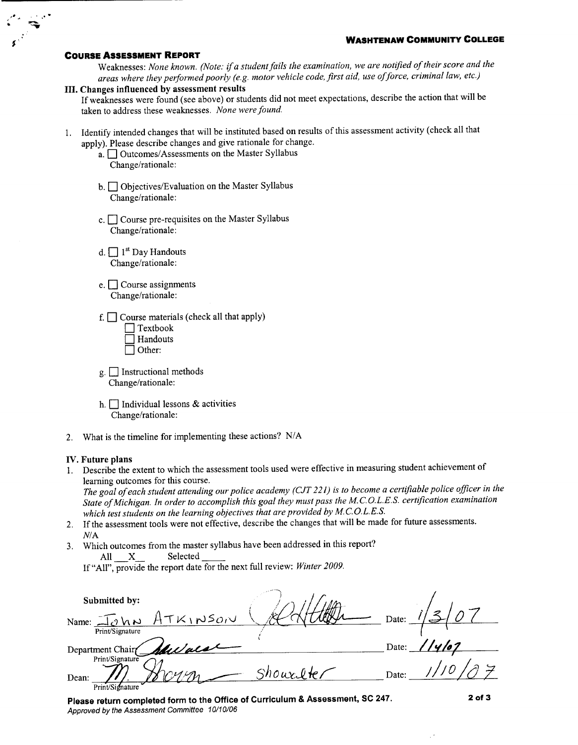**WASHTENAW COMMUNITY COLLEGE**

**COURSE ASSESSMENT REPORT**

Weaknesses: *None known. (Note: if a student fails the examination, we are notified of their score and the areas where they performed poorly (e.g. motor vehicle code, first aid, use of force, criminal law, etc.)*

### III. Changes influenced by assessment results

If weaknesses were found (see above) or students did not meet expectations, describe the action that will be taken to address these weaknesses. *None were found.*

1. Identify intended changes that will be instituted based on results of this assessment activity (check all that apply). Please describe changes and give rationale for change.
   - a. ☐ Outcomes/Assessments on the Master Syllabus
     Change/rationale:
   - b. ☐ Objectives/Evaluation on the Master Syllabus
     Change/rationale:
   - c. ☐ Course pre-requisites on the Master Syllabus
     Change/rationale:
   - d. ☐ 1st Day Handouts
     Change/rationale:
   - e. ☐ Course assignments
     Change/rationale:
   - f. ☐ Course materials (check all that apply)
     - ☐ Textbook
     - ☐ Handouts
     - ☐ Other:
   - g. ☐ Instructional methods
     Change/rationale:
   - h. ☐ Individual lessons & activities
     Change/rationale:
2. What is the timeline for implementing these actions? N/A

### IV. Future plans

1. Describe the extent to which the assessment tools used were effective in measuring student achievement of learning outcomes for this course.
   *The goal of each student attending our police academy (CJT 221) is to become a certifiable police officer in the State of Michigan. In order to accomplish this goal they must pass the M.C.O.L.E.S. certification examination which test students on the learning objectives that are provided by M.C.O.L.E.S.*
2. If the assessment tools were not effective, describe the changes that will be made for future assessments.
   *N/A*
3. Which outcomes from the master syllabus have been addressed in this report?
   All \_\_X\_\_ Selected \_\_\_\_\_
   If "All", provide the report date for the next full review: *Winter 2009*.

**Submitted by:**

Name: John Atkinson [signature] Date: 1/3/07
Print/Signature

Department Chair: [signature] Date: 1/4/07
Print/Signature

Dean: M. Shoreen Shourelter [signature] Date: 1/10/07
Print/Signature

**Please return completed form to the Office of Curriculum & Assessment, SC 247.**

*Approved by the Assessment Committee 10/10/06*